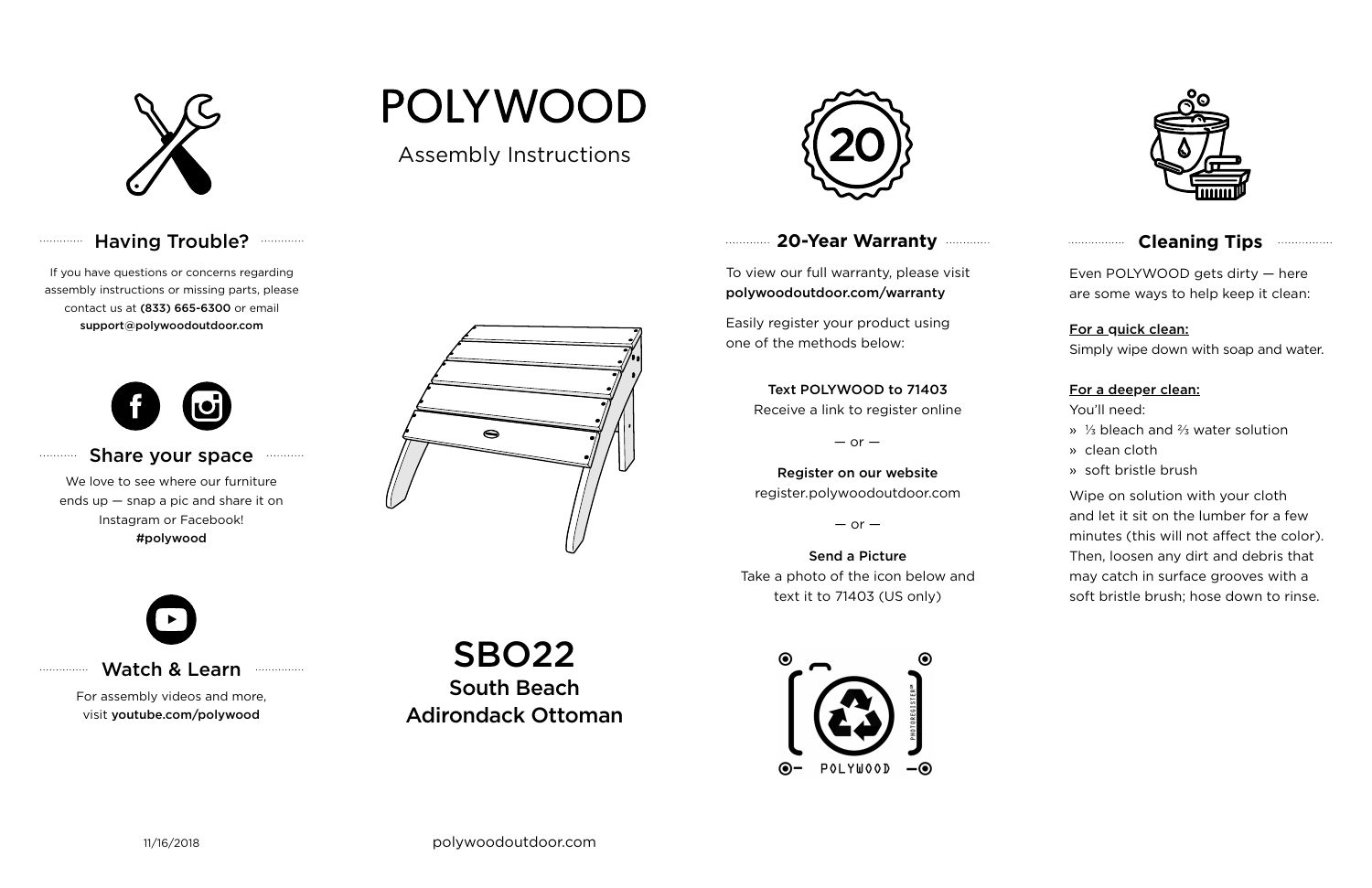# POLYWOOD

Assembly Instructions

## SBO22
### South Beach Adirondack Ottoman

## Having Trouble?

If you have questions or concerns regarding assembly instructions or missing parts, please contact us at **(833) 665-6300** or email **support@polywoodoutdoor.com**

## Share your space

We love to see where our furniture ends up — snap a pic and share it on Instagram or Facebook! **#polywood**

## Watch & Learn

For assembly videos and more, visit **youtube.com/polywood**

## 20-Year Warranty

To view our full warranty, please visit **polywoodoutdoor.com/warranty**

Easily register your product using one of the methods below:

**Text POLYWOOD to 71403**
Receive a link to register online

— or —

**Register on our website**
register.polywoodoutdoor.com

— or —

**Send a Picture**
Take a photo of the icon below and text it to 71403 (US only)

POLYWOOD

PHOTOREGISTER™

## Cleaning Tips

Even POLYWOOD gets dirty — here are some ways to help keep it clean:

**For a quick clean:**
Simply wipe down with soap and water.

**For a deeper clean:**
You'll need:

- ⅓ bleach and ⅔ water solution
- clean cloth
- soft bristle brush

Wipe on solution with your cloth and let it sit on the lumber for a few minutes (this will not affect the color). Then, loosen any dirt and debris that may catch in surface grooves with a soft bristle brush; hose down to rinse.

11/16/2018

polywoodoutdoor.com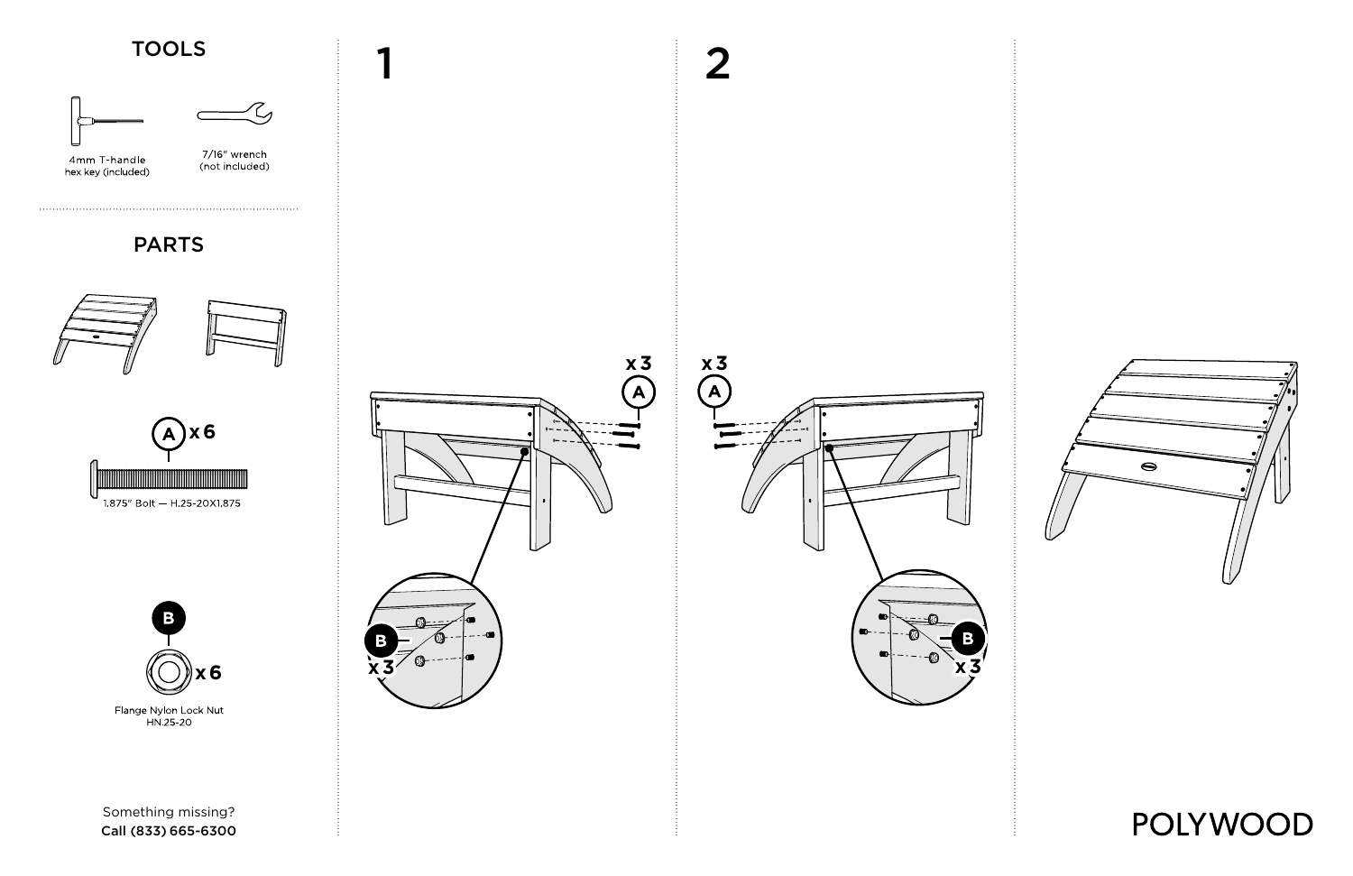## TOOLS

4mm T-handle hex key (included)

7/16" wrench (not included)

## PARTS

A x 6

1.875" Bolt — H.25-20X1.875

B x 6

Flange Nylon Lock Nut HN.25-20

Something missing?
**Call (833) 665-6300**

## 1

x 3 A

B x 3

## 2

x 3 A

B x 3

POLYWOOD